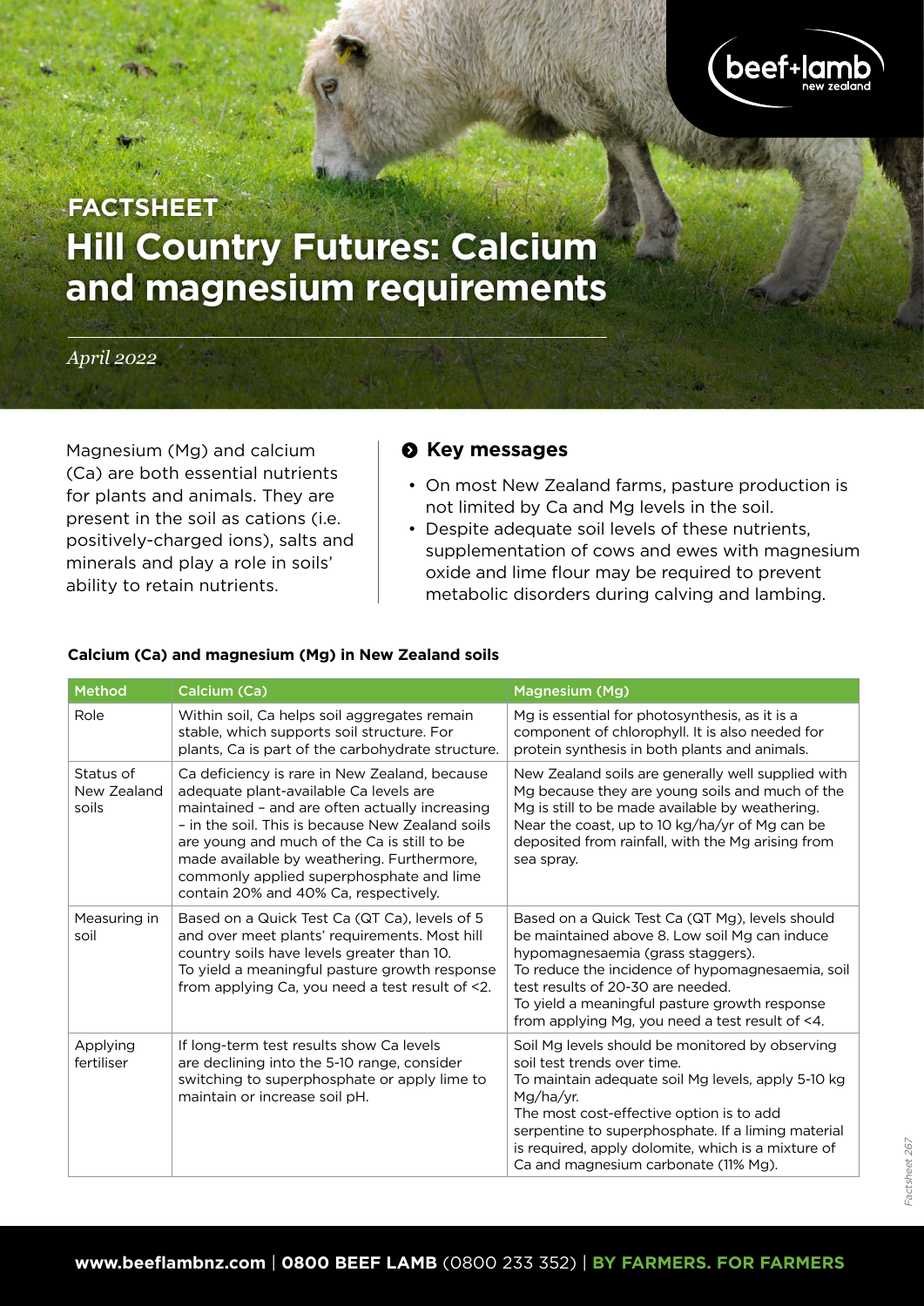FACTSHEET

# Hill Country Futures: Calcium and magnesium requirements

*April 2022*

Magnesium (Mg) and calcium (Ca) are both essential nutrients for plants and animals. They are present in the soil as cations (i.e. positively-charged ions), salts and minerals and play a role in soils' ability to retain nutrients.

## Key messages

- On most New Zealand farms, pasture production is not limited by Ca and Mg levels in the soil.
- Despite adequate soil levels of these nutrients, supplementation of cows and ewes with magnesium oxide and lime flour may be required to prevent metabolic disorders during calving and lambing.

**Calcium (Ca) and magnesium (Mg) in New Zealand soils**

| Method | Calcium (Ca) | Magnesium (Mg) |
|---|---|---|
| Role | Within soil, Ca helps soil aggregates remain stable, which supports soil structure. For plants, Ca is part of the carbohydrate structure. | Mg is essential for photosynthesis, as it is a component of chlorophyll. It is also needed for protein synthesis in both plants and animals. |
| Status of New Zealand soils | Ca deficiency is rare in New Zealand, because adequate plant-available Ca levels are maintained – and are often actually increasing – in the soil. This is because New Zealand soils are young and much of the Ca is still to be made available by weathering. Furthermore, commonly applied superphosphate and lime contain 20% and 40% Ca, respectively. | New Zealand soils are generally well supplied with Mg because they are young soils and much of the Mg is still to be made available by weathering. Near the coast, up to 10 kg/ha/yr of Mg can be deposited from rainfall, with the Mg arising from sea spray. |
| Measuring in soil | Based on a Quick Test Ca (QT Ca), levels of 5 and over meet plants' requirements. Most hill country soils have levels greater than 10. To yield a meaningful pasture growth response from applying Ca, you need a test result of <2. | Based on a Quick Test Ca (QT Mg), levels should be maintained above 8. Low soil Mg can induce hypomagnesaemia (grass staggers). To reduce the incidence of hypomagnesaemia, soil test results of 20-30 are needed. To yield a meaningful pasture growth response from applying Mg, you need a test result of <4. |
| Applying fertiliser | If long-term test results show Ca levels are declining into the 5-10 range, consider switching to superphosphate or apply lime to maintain or increase soil pH. | Soil Mg levels should be monitored by observing soil test trends over time. To maintain adequate soil Mg levels, apply 5-10 kg Mg/ha/yr. The most cost-effective option is to add serpentine to superphosphate. If a liming material is required, apply dolomite, which is a mixture of Ca and magnesium carbonate (11% Mg). |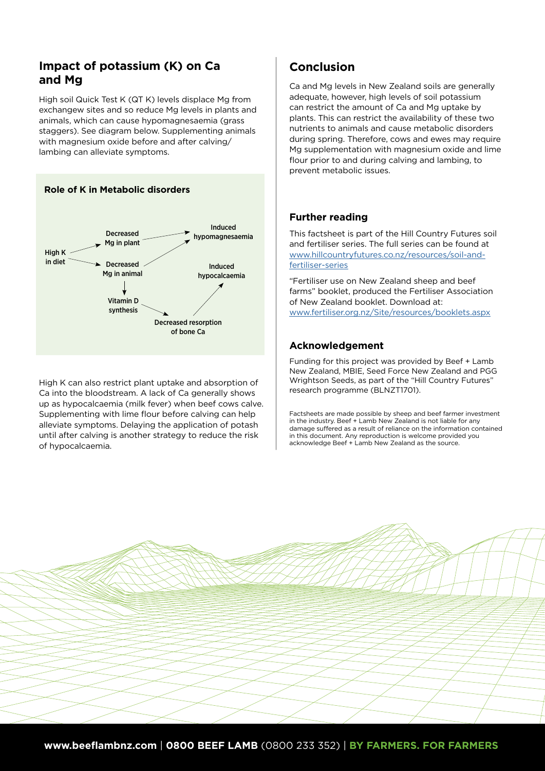## Impact of potassium (K) on Ca and Mg

High soil Quick Test K (QT K) levels displace Mg from exchangew sites and so reduce Mg levels in plants and animals, which can cause hypomagnesaemia (grass staggers). See diagram below. Supplementing animals with magnesium oxide before and after calving/lambing can alleviate symptoms.

**Role of K in Metabolic disorders**

High K in diet

Decreased Mg in plant

Decreased Mg in animal

Induced hypomagnesaemia

Vitamin D synthesis

Decreased resorption of bone Ca

Induced hypocalcaemia

High K can also restrict plant uptake and absorption of Ca into the bloodstream. A lack of Ca generally shows up as hypocalcaemia (milk fever) when beef cows calve. Supplementing with lime flour before calving can help alleviate symptoms. Delaying the application of potash until after calving is another strategy to reduce the risk of hypocalcaemia.

## Conclusion

Ca and Mg levels in New Zealand soils are generally adequate, however, high levels of soil potassium can restrict the amount of Ca and Mg uptake by plants. This can restrict the availability of these two nutrients to animals and cause metabolic disorders during spring. Therefore, cows and ewes may require Mg supplementation with magnesium oxide and lime flour prior to and during calving and lambing, to prevent metabolic issues.

### Further reading

This factsheet is part of the Hill Country Futures soil and fertiliser series. The full series can be found at www.hillcountryfutures.co.nz/resources/soil-and-fertiliser-series

"Fertiliser use on New Zealand sheep and beef farms" booklet, produced the Fertiliser Association of New Zealand booklet. Download at: www.fertiliser.org.nz/Site/resources/booklets.aspx

### Acknowledgement

Funding for this project was provided by Beef + Lamb New Zealand, MBIE, Seed Force New Zealand and PGG Wrightson Seeds, as part of the "Hill Country Futures" research programme (BLNZT1701).

Factsheets are made possible by sheep and beef farmer investment in the industry. Beef + Lamb New Zealand is not liable for any damage suffered as a result of reliance on the information contained in this document. Any reproduction is welcome provided you acknowledge Beef + Lamb New Zealand as the source.

**www.beeflambnz.com** | **0800 BEEF LAMB** (0800 233 352) | **BY FARMERS. FOR FARMERS**